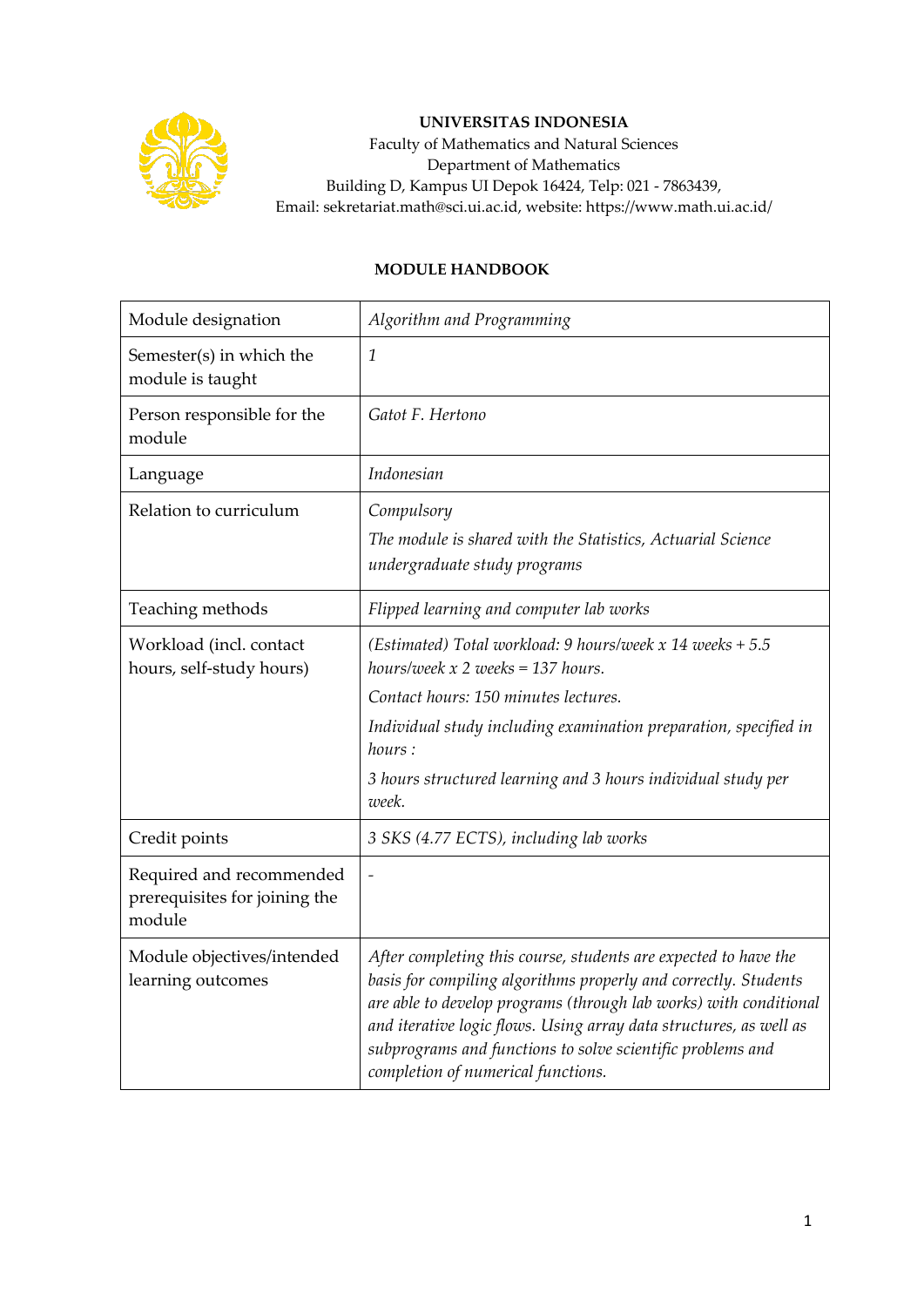**UNIVERSITAS INDONESIA**
Faculty of Mathematics and Natural Sciences
Department of Mathematics
Building D, Kampus UI Depok 16424, Telp: 021 - 7863439,
Email: sekretariat.math@sci.ui.ac.id, website: https://www.math.ui.ac.id/

# MODULE HANDBOOK

| Module designation | *Algorithm and Programming* |
|---|---|
| Semester(s) in which the module is taught | *1* |
| Person responsible for the module | *Gatot F. Hertono* |
| Language | *Indonesian* |
| Relation to curriculum | *Compulsory*<br>*The module is shared with the Statistics, Actuarial Science undergraduate study programs* |
| Teaching methods | *Flipped learning and computer lab works* |
| Workload (incl. contact hours, self-study hours) | *(Estimated) Total workload: 9 hours/week x 14 weeks + 5.5 hours/week x 2 weeks = 137 hours.*<br>*Contact hours: 150 minutes lectures.*<br>*Individual study including examination preparation, specified in hours :*<br>*3 hours structured learning and 3 hours individual study per week.* |
| Credit points | *3 SKS (4.77 ECTS), including lab works* |
| Required and recommended prerequisites for joining the module | - |
| Module objectives/intended learning outcomes | *After completing this course, students are expected to have the basis for compiling algorithms properly and correctly. Students are able to develop programs (through lab works) with conditional and iterative logic flows. Using array data structures, as well as subprograms and functions to solve scientific problems and completion of numerical functions.* |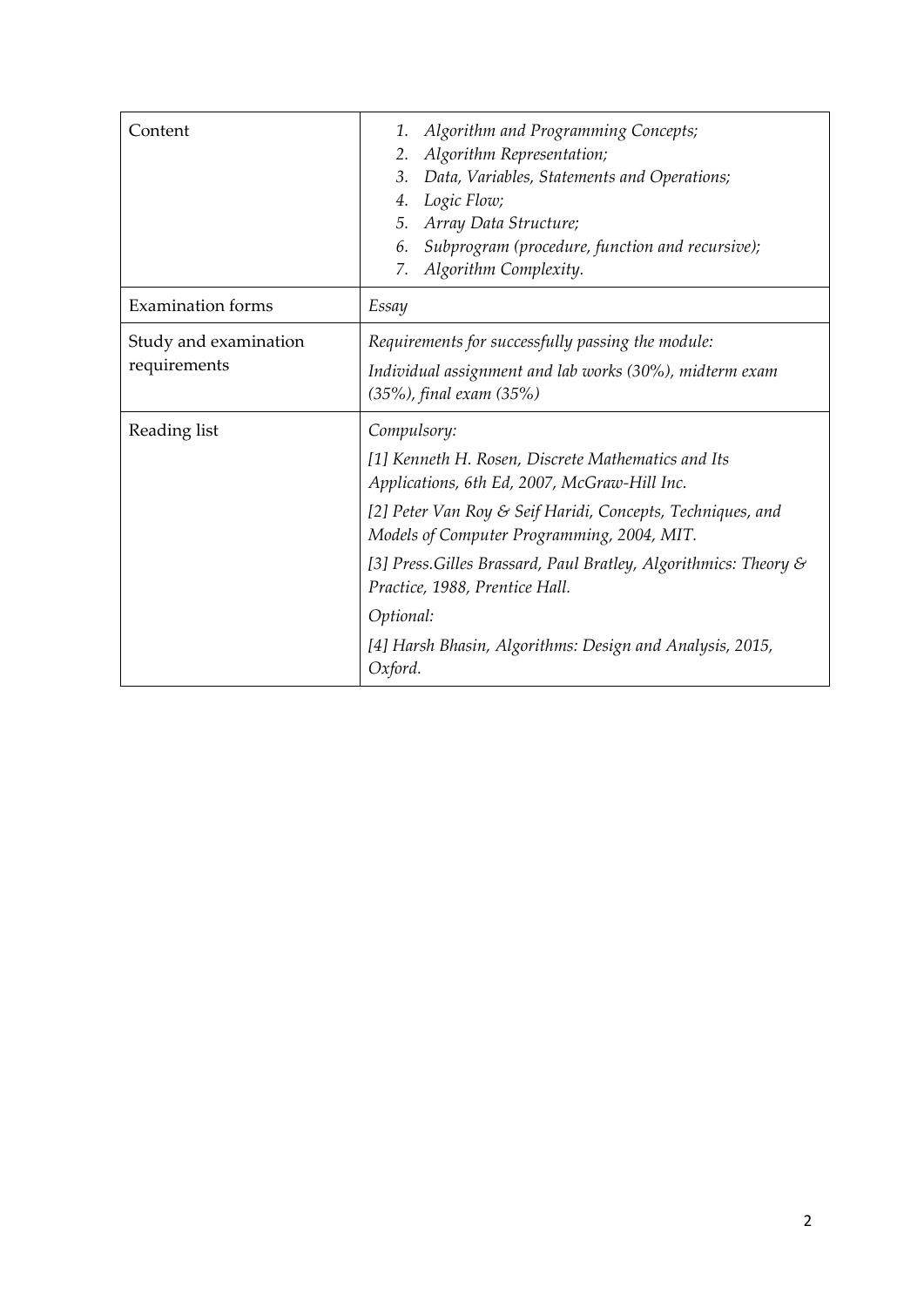| | |
|---|---|
| Content | 1. *Algorithm and Programming Concepts;*<br>2. *Algorithm Representation;*<br>3. *Data, Variables, Statements and Operations;*<br>4. *Logic Flow;*<br>5. *Array Data Structure;*<br>6. *Subprogram (procedure, function and recursive);*<br>7. *Algorithm Complexity.* |
| Examination forms | *Essay* |
| Study and examination requirements | *Requirements for successfully passing the module:*<br>*Individual assignment and lab works (30%), midterm exam (35%), final exam (35%)* |
| Reading list | *Compulsory:*<br>*[1] Kenneth H. Rosen, Discrete Mathematics and Its Applications, 6th Ed, 2007, McGraw-Hill Inc.*<br>*[2] Peter Van Roy & Seif Haridi, Concepts, Techniques, and Models of Computer Programming, 2004, MIT.*<br>*[3] Press.Gilles Brassard, Paul Bratley, Algorithmics: Theory & Practice, 1988, Prentice Hall.*<br>*Optional:*<br>*[4] Harsh Bhasin, Algorithms: Design and Analysis, 2015, Oxford.* |